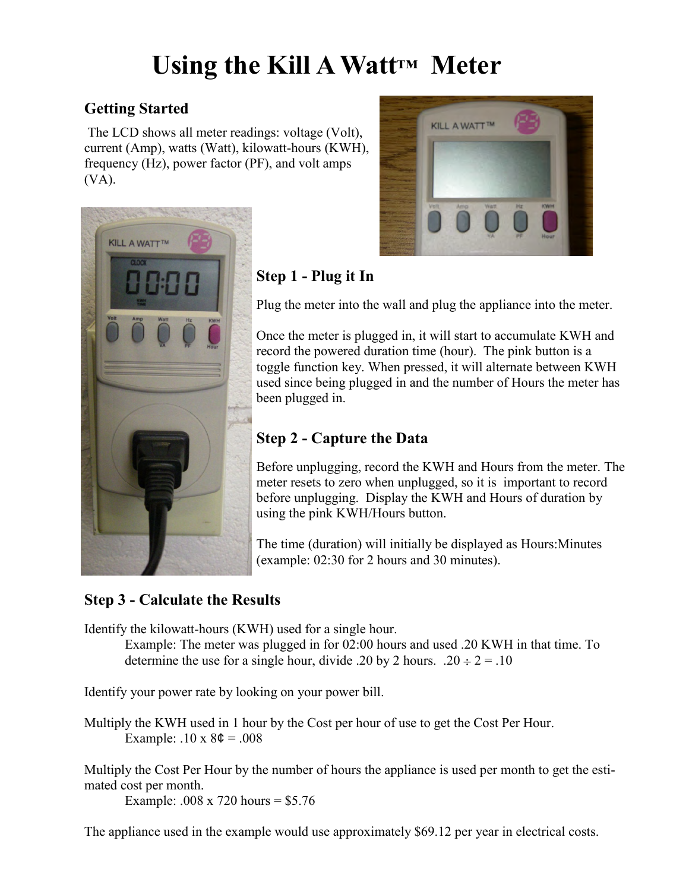# Using the Kill A Watt™ Meter

### Getting Started

The LCD shows all meter readings: voltage (Volt), current (Amp), watts (Watt), kilowatt-hours (KWH), frequency (Hz), power factor (PF), and volt amps (VA).

### Step 1 - Plug it In

Plug the meter into the wall and plug the appliance into the meter.

Once the meter is plugged in, it will start to accumulate KWH and record the powered duration time (hour). The pink button is a toggle function key. When pressed, it will alternate between KWH used since being plugged in and the number of Hours the meter has been plugged in.

### Step 2 - Capture the Data

Before unplugging, record the KWH and Hours from the meter. The meter resets to zero when unplugged, so it is important to record before unplugging. Display the KWH and Hours of duration by using the pink KWH/Hours button.

The time (duration) will initially be displayed as Hours:Minutes (example: 02:30 for 2 hours and 30 minutes).

### Step 3 - Calculate the Results

Identify the kilowatt-hours (KWH) used for a single hour.

Example: The meter was plugged in for 02:00 hours and used .20 KWH in that time. To determine the use for a single hour, divide .20 by 2 hours. $.20 \div 2 = .10$

Identify your power rate by looking on your power bill.

Multiply the KWH used in 1 hour by the Cost per hour of use to get the Cost Per Hour.

Example: .10 x 8¢ = .008

Multiply the Cost Per Hour by the number of hours the appliance is used per month to get the estimated cost per month.

Example: .008 x 720 hours = $5.76

The appliance used in the example would use approximately $69.12 per year in electrical costs.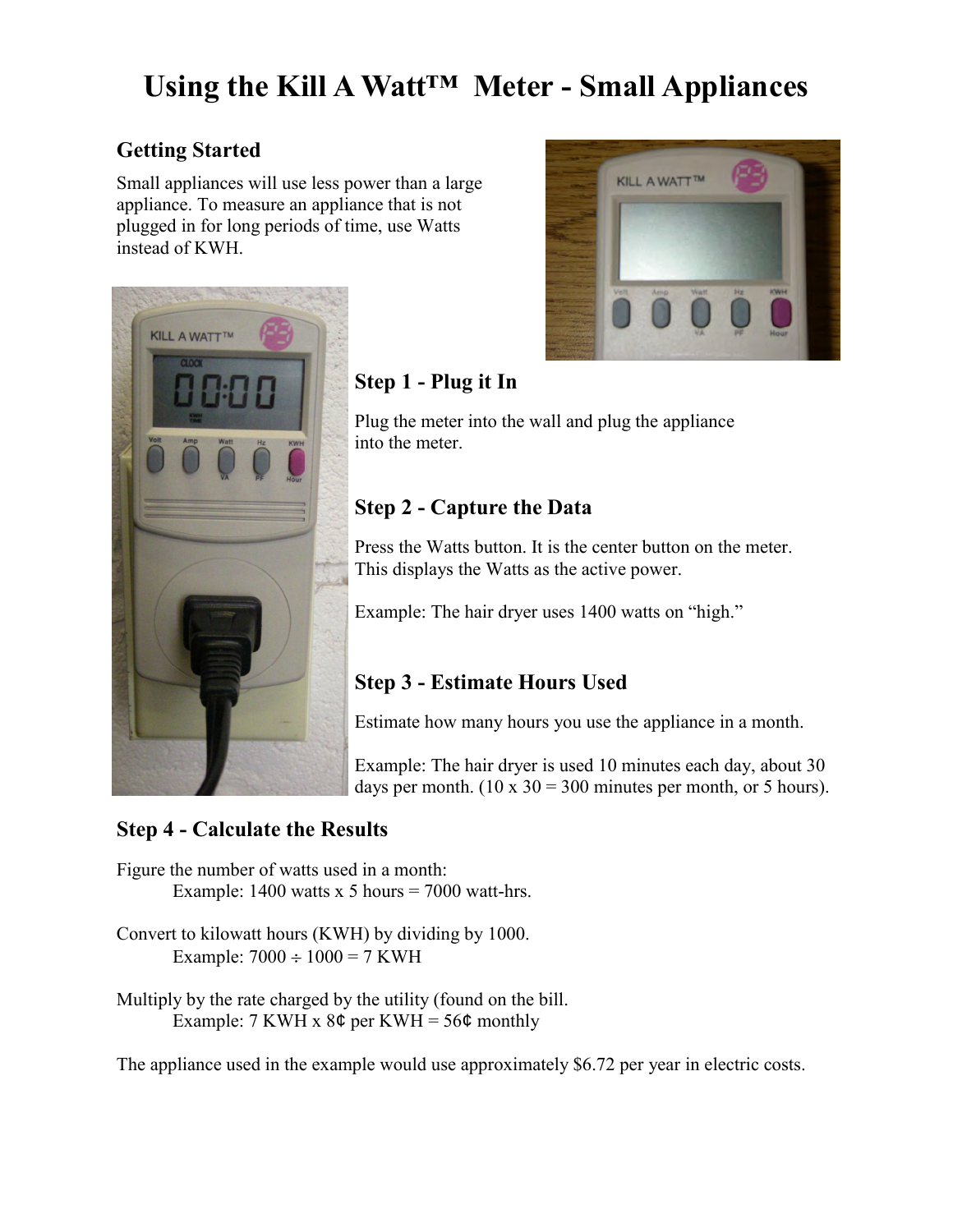# Using the Kill A Watt™ Meter - Small Appliances

## Getting Started

Small appliances will use less power than a large appliance. To measure an appliance that is not plugged in for long periods of time, use Watts instead of KWH.

## Step 1 - Plug it In

Plug the meter into the wall and plug the appliance into the meter.

## Step 2 - Capture the Data

Press the Watts button. It is the center button on the meter. This displays the Watts as the active power.

Example: The hair dryer uses 1400 watts on "high."

## Step 3 - Estimate Hours Used

Estimate how many hours you use the appliance in a month.

Example: The hair dryer is used 10 minutes each day, about 30 days per month. (10 x 30 = 300 minutes per month, or 5 hours).

## Step 4 - Calculate the Results

Figure the number of watts used in a month:

Example: 1400 watts x 5 hours = 7000 watt-hrs.

Convert to kilowatt hours (KWH) by dividing by 1000.

Example: 7000 ÷ 1000 = 7 KWH

Multiply by the rate charged by the utility (found on the bill.

Example: 7 KWH x 8¢ per KWH = 56¢ monthly

The appliance used in the example would use approximately $6.72 per year in electric costs.